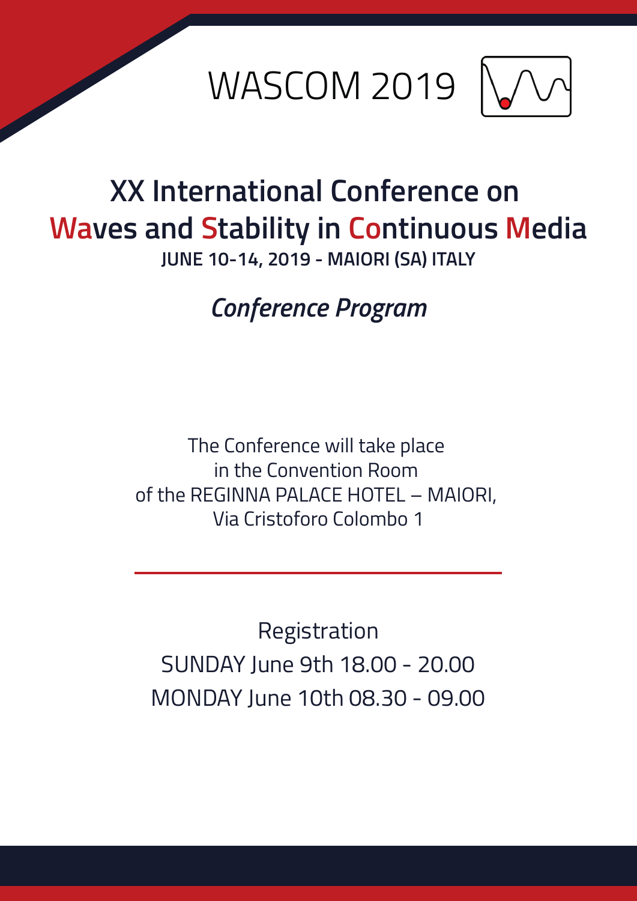# WASCOM 2019

## XX International Conference on Waves and Stability in Continuous Media

**JUNE 10-14, 2019 - MAIORI (SA) ITALY**

### *Conference Program*

The Conference will take place
in the Convention Room
of the REGINNA PALACE HOTEL – MAIORI,
Via Cristoforo Colombo 1

---

Registration
SUNDAY June 9th 18.00 - 20.00
MONDAY June 10th 08.30 - 09.00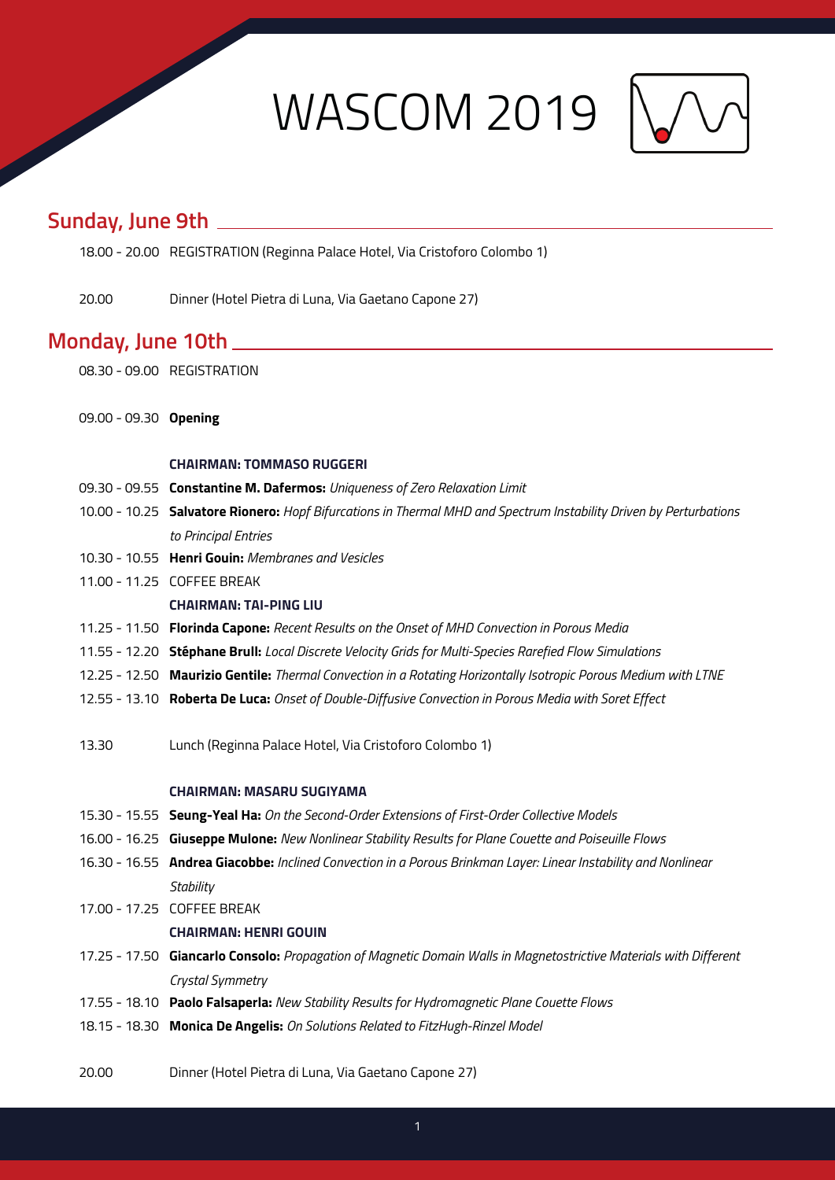# WASCOM 2019

## Sunday, June 9th

18.00 - 20.00 REGISTRATION (Reginna Palace Hotel, Via Cristoforo Colombo 1)

20.00 Dinner (Hotel Pietra di Luna, Via Gaetano Capone 27)

## Monday, June 10th

08.30 - 09.00 REGISTRATION

09.00 - 09.30 **Opening**

**CHAIRMAN: TOMMASO RUGGERI**

09.30 - 09.55 **Constantine M. Dafermos:** *Uniqueness of Zero Relaxation Limit*

10.00 - 10.25 **Salvatore Rionero:** *Hopf Bifurcations in Thermal MHD and Spectrum Instability Driven by Perturbations to Principal Entries*

10.30 - 10.55 **Henri Gouin:** *Membranes and Vesicles*

11.00 - 11.25 COFFEE BREAK

**CHAIRMAN: TAI-PING LIU**

11.25 - 11.50 **Florinda Capone:** *Recent Results on the Onset of MHD Convection in Porous Media*

11.55 - 12.20 **Stéphane Brull:** *Local Discrete Velocity Grids for Multi-Species Rarefied Flow Simulations*

12.25 - 12.50 **Maurizio Gentile:** *Thermal Convection in a Rotating Horizontally Isotropic Porous Medium with LTNE*

12.55 - 13.10 **Roberta De Luca:** *Onset of Double-Diffusive Convection in Porous Media with Soret Effect*

13.30 Lunch (Reginna Palace Hotel, Via Cristoforo Colombo 1)

**CHAIRMAN: MASARU SUGIYAMA**

15.30 - 15.55 **Seung-Yeal Ha:** *On the Second-Order Extensions of First-Order Collective Models*

16.00 - 16.25 **Giuseppe Mulone:** *New Nonlinear Stability Results for Plane Couette and Poiseuille Flows*

16.30 - 16.55 **Andrea Giacobbe:** *Inclined Convection in a Porous Brinkman Layer: Linear Instability and Nonlinear Stability*

17.00 - 17.25 COFFEE BREAK

**CHAIRMAN: HENRI GOUIN**

17.25 - 17.50 **Giancarlo Consolo:** *Propagation of Magnetic Domain Walls in Magnetostrictive Materials with Different Crystal Symmetry*

17.55 - 18.10 **Paolo Falsaperla:** *New Stability Results for Hydromagnetic Plane Couette Flows*

18.15 - 18.30 **Monica De Angelis:** *On Solutions Related to FitzHugh-Rinzel Model*

20.00 Dinner (Hotel Pietra di Luna, Via Gaetano Capone 27)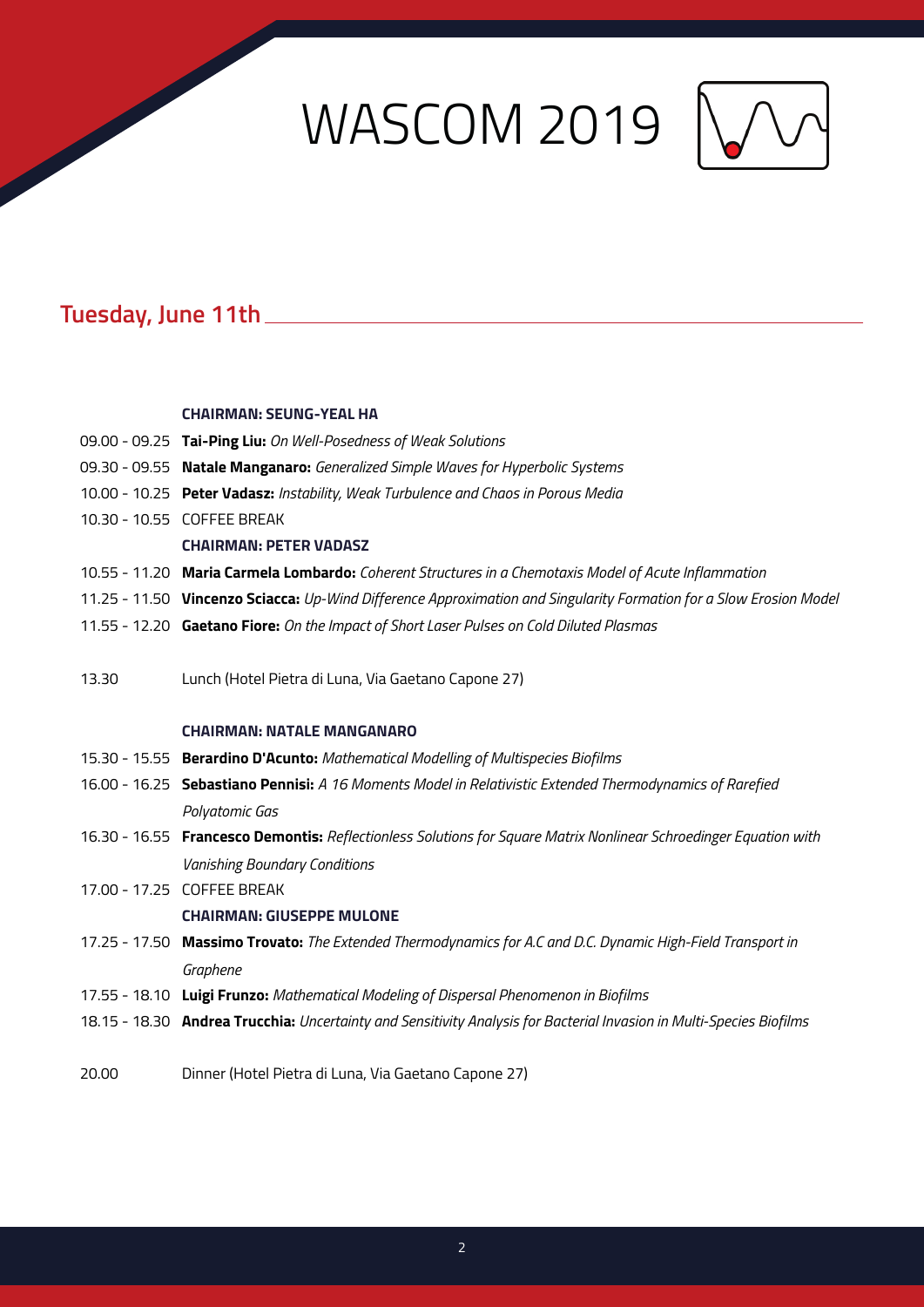## Tuesday, June 11th

**CHAIRMAN: SEUNG-YEAL HA**

09.00 - 09.25 **Tai-Ping Liu:** *On Well-Posedness of Weak Solutions*

09.30 - 09.55 **Natale Manganaro:** *Generalized Simple Waves for Hyperbolic Systems*

10.00 - 10.25 **Peter Vadasz:** *Instability, Weak Turbulence and Chaos in Porous Media*

10.30 - 10.55 COFFEE BREAK

**CHAIRMAN: PETER VADASZ**

10.55 - 11.20 **Maria Carmela Lombardo:** *Coherent Structures in a Chemotaxis Model of Acute Inflammation*

11.25 - 11.50 **Vincenzo Sciacca:** *Up-Wind Difference Approximation and Singularity Formation for a Slow Erosion Model*

11.55 - 12.20 **Gaetano Fiore:** *On the Impact of Short Laser Pulses on Cold Diluted Plasmas*

13.30 Lunch (Hotel Pietra di Luna, Via Gaetano Capone 27)

**CHAIRMAN: NATALE MANGANARO**

15.30 - 15.55 **Berardino D'Acunto:** *Mathematical Modelling of Multispecies Biofilms*

16.00 - 16.25 **Sebastiano Pennisi:** *A 16 Moments Model in Relativistic Extended Thermodynamics of Rarefied Polyatomic Gas*

16.30 - 16.55 **Francesco Demontis:** *Reflectionless Solutions for Square Matrix Nonlinear Schroedinger Equation with Vanishing Boundary Conditions*

17.00 - 17.25 COFFEE BREAK

**CHAIRMAN: GIUSEPPE MULONE**

17.25 - 17.50 **Massimo Trovato:** *The Extended Thermodynamics for A.C and D.C. Dynamic High-Field Transport in Graphene*

17.55 - 18.10 **Luigi Frunzo:** *Mathematical Modeling of Dispersal Phenomenon in Biofilms*

18.15 - 18.30 **Andrea Trucchia:** *Uncertainty and Sensitivity Analysis for Bacterial Invasion in Multi-Species Biofilms*

20.00 Dinner (Hotel Pietra di Luna, Via Gaetano Capone 27)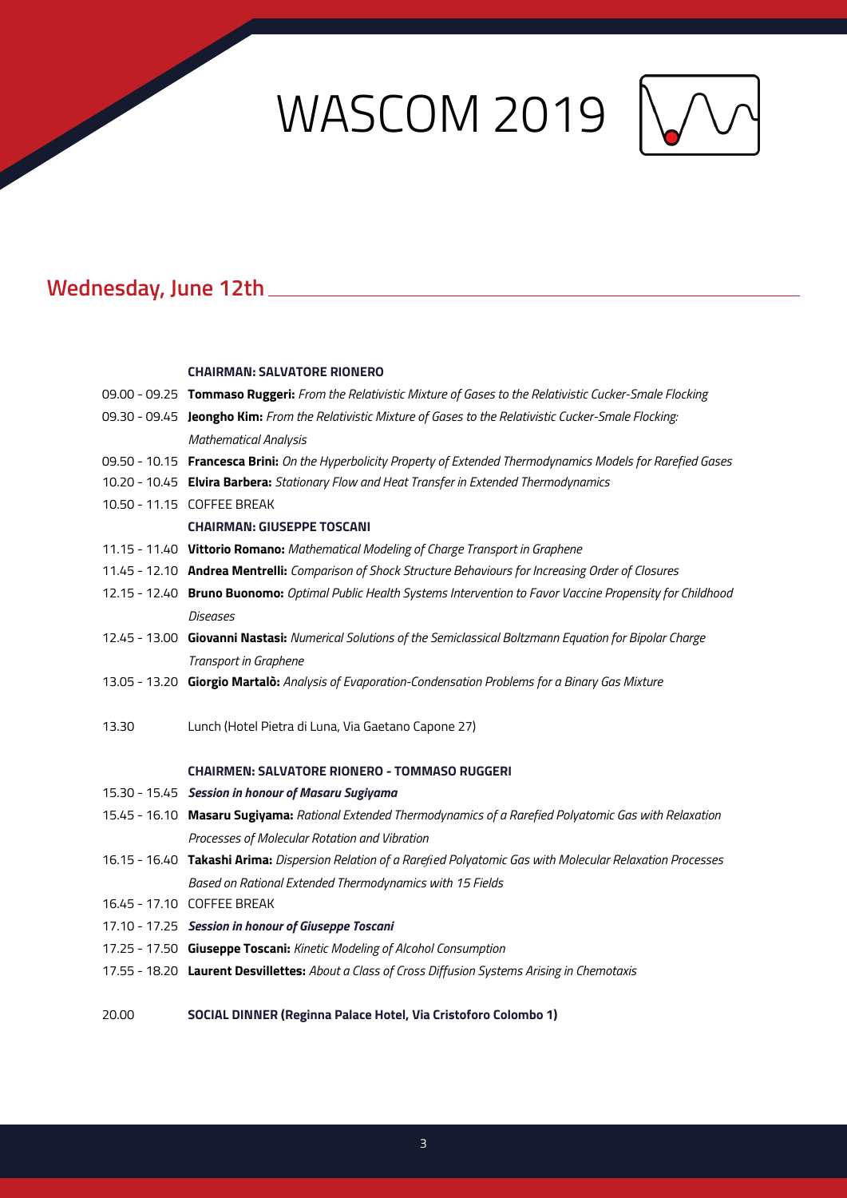## Wednesday, June 12th

**CHAIRMAN: SALVATORE RIONERO**

09.00 - 09.25 **Tommaso Ruggeri:** *From the Relativistic Mixture of Gases to the Relativistic Cucker-Smale Flocking*

09.30 - 09.45 **Jeongho Kim:** *From the Relativistic Mixture of Gases to the Relativistic Cucker-Smale Flocking: Mathematical Analysis*

09.50 - 10.15 **Francesca Brini:** *On the Hyperbolicity Property of Extended Thermodynamics Models for Rarefied Gases*

10.20 - 10.45 **Elvira Barbera:** *Stationary Flow and Heat Transfer in Extended Thermodynamics*

10.50 - 11.15 COFFEE BREAK

**CHAIRMAN: GIUSEPPE TOSCANI**

11.15 - 11.40 **Vittorio Romano:** *Mathematical Modeling of Charge Transport in Graphene*

11.45 - 12.10 **Andrea Mentrelli:** *Comparison of Shock Structure Behaviours for Increasing Order of Closures*

12.15 - 12.40 **Bruno Buonomo:** *Optimal Public Health Systems Intervention to Favor Vaccine Propensity for Childhood Diseases*

12.45 - 13.00 **Giovanni Nastasi:** *Numerical Solutions of the Semiclassical Boltzmann Equation for Bipolar Charge Transport in Graphene*

13.05 - 13.20 **Giorgio Martalò:** *Analysis of Evaporation-Condensation Problems for a Binary Gas Mixture*

13.30 Lunch (Hotel Pietra di Luna, Via Gaetano Capone 27)

**CHAIRMEN: SALVATORE RIONERO - TOMMASO RUGGERI**

15.30 - 15.45 ***Session in honour of Masaru Sugiyama***

15.45 - 16.10 **Masaru Sugiyama:** *Rational Extended Thermodynamics of a Rarefied Polyatomic Gas with Relaxation Processes of Molecular Rotation and Vibration*

16.15 - 16.40 **Takashi Arima:** *Dispersion Relation of a Rarefied Polyatomic Gas with Molecular Relaxation Processes Based on Rational Extended Thermodynamics with 15 Fields*

16.45 - 17.10 COFFEE BREAK

17.10 - 17.25 ***Session in honour of Giuseppe Toscani***

17.25 - 17.50 **Giuseppe Toscani:** *Kinetic Modeling of Alcohol Consumption*

17.55 - 18.20 **Laurent Desvillettes:** *About a Class of Cross Diffusion Systems Arising in Chemotaxis*

20.00 **SOCIAL DINNER (Reginna Palace Hotel, Via Cristoforo Colombo 1)**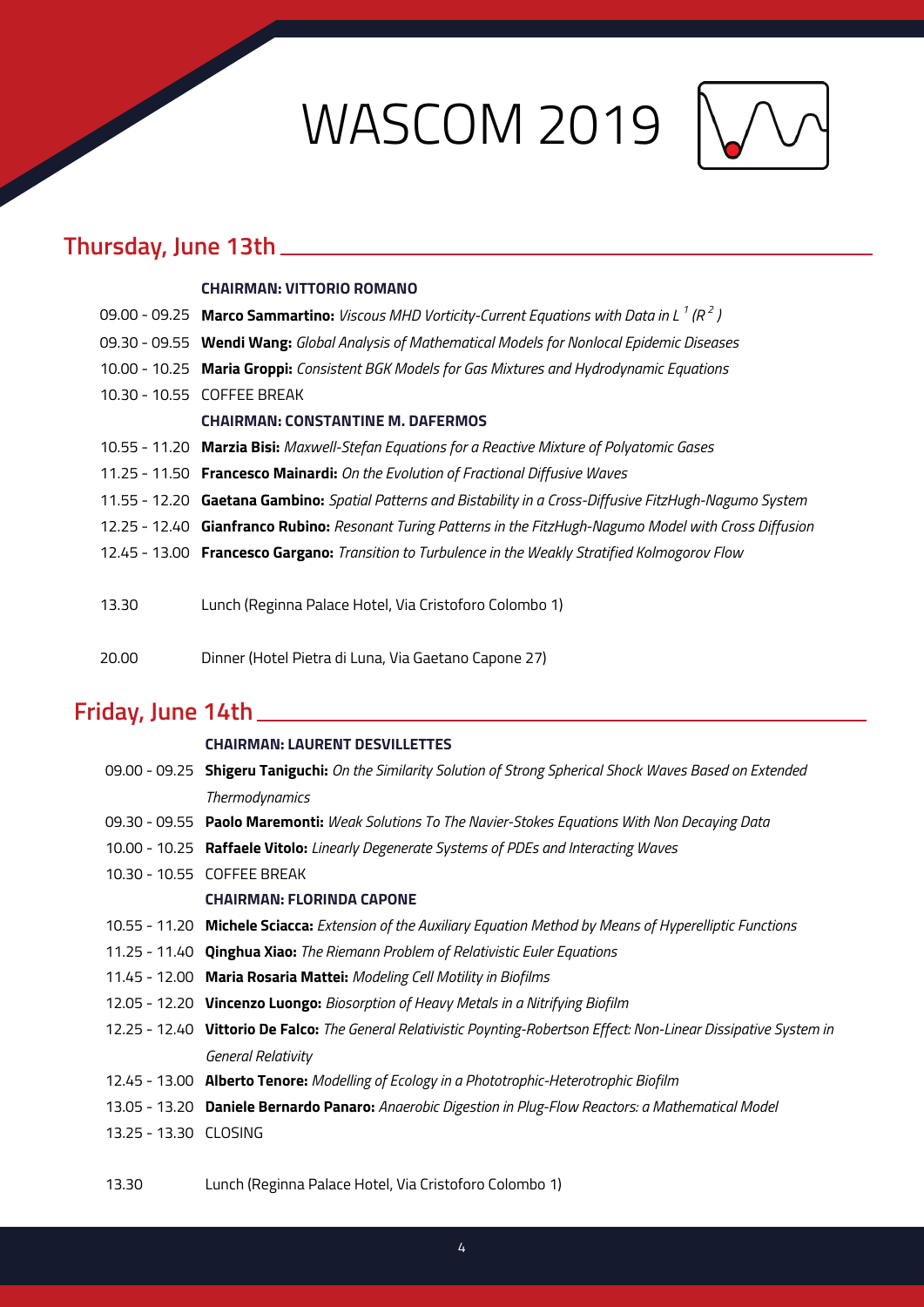# WASCOM 2019

## Thursday, June 13th

**CHAIRMAN: VITTORIO ROMANO**

09.00 - 09.25 **Marco Sammartino:** *Viscous MHD Vorticity-Current Equations with Data in* $L^1(R^2)$

09.30 - 09.55 **Wendi Wang:** *Global Analysis of Mathematical Models for Nonlocal Epidemic Diseases*

10.00 - 10.25 **Maria Groppi:** *Consistent BGK Models for Gas Mixtures and Hydrodynamic Equations*

10.30 - 10.55 COFFEE BREAK

**CHAIRMAN: CONSTANTINE M. DAFERMOS**

10.55 - 11.20 **Marzia Bisi:** *Maxwell-Stefan Equations for a Reactive Mixture of Polyatomic Gases*

11.25 - 11.50 **Francesco Mainardi:** *On the Evolution of Fractional Diffusive Waves*

11.55 - 12.20 **Gaetana Gambino:** *Spatial Patterns and Bistability in a Cross-Diffusive FitzHugh-Nagumo System*

12.25 - 12.40 **Gianfranco Rubino:** *Resonant Turing Patterns in the FitzHugh-Nagumo Model with Cross Diffusion*

12.45 - 13.00 **Francesco Gargano:** *Transition to Turbulence in the Weakly Stratified Kolmogorov Flow*

13.30 Lunch (Reginna Palace Hotel, Via Cristoforo Colombo 1)

20.00 Dinner (Hotel Pietra di Luna, Via Gaetano Capone 27)

## Friday, June 14th

**CHAIRMAN: LAURENT DESVILLETTES**

09.00 - 09.25 **Shigeru Taniguchi:** *On the Similarity Solution of Strong Spherical Shock Waves Based on Extended Thermodynamics*

09.30 - 09.55 **Paolo Maremonti:** *Weak Solutions To The Navier-Stokes Equations With Non Decaying Data*

10.00 - 10.25 **Raffaele Vitolo:** *Linearly Degenerate Systems of PDEs and Interacting Waves*

10.30 - 10.55 COFFEE BREAK

**CHAIRMAN: FLORINDA CAPONE**

10.55 - 11.20 **Michele Sciacca:** *Extension of the Auxiliary Equation Method by Means of Hyperelliptic Functions*

11.25 - 11.40 **Qinghua Xiao:** *The Riemann Problem of Relativistic Euler Equations*

11.45 - 12.00 **Maria Rosaria Mattei:** *Modeling Cell Motility in Biofilms*

12.05 - 12.20 **Vincenzo Luongo:** *Biosorption of Heavy Metals in a Nitrifying Biofilm*

12.25 - 12.40 **Vittorio De Falco:** *The General Relativistic Poynting-Robertson Effect: Non-Linear Dissipative System in General Relativity*

12.45 - 13.00 **Alberto Tenore:** *Modelling of Ecology in a Phototrophic-Heterotrophic Biofilm*

13.05 - 13.20 **Daniele Bernardo Panaro:** *Anaerobic Digestion in Plug-Flow Reactors: a Mathematical Model*

13.25 - 13.30 CLOSING

13.30 Lunch (Reginna Palace Hotel, Via Cristoforo Colombo 1)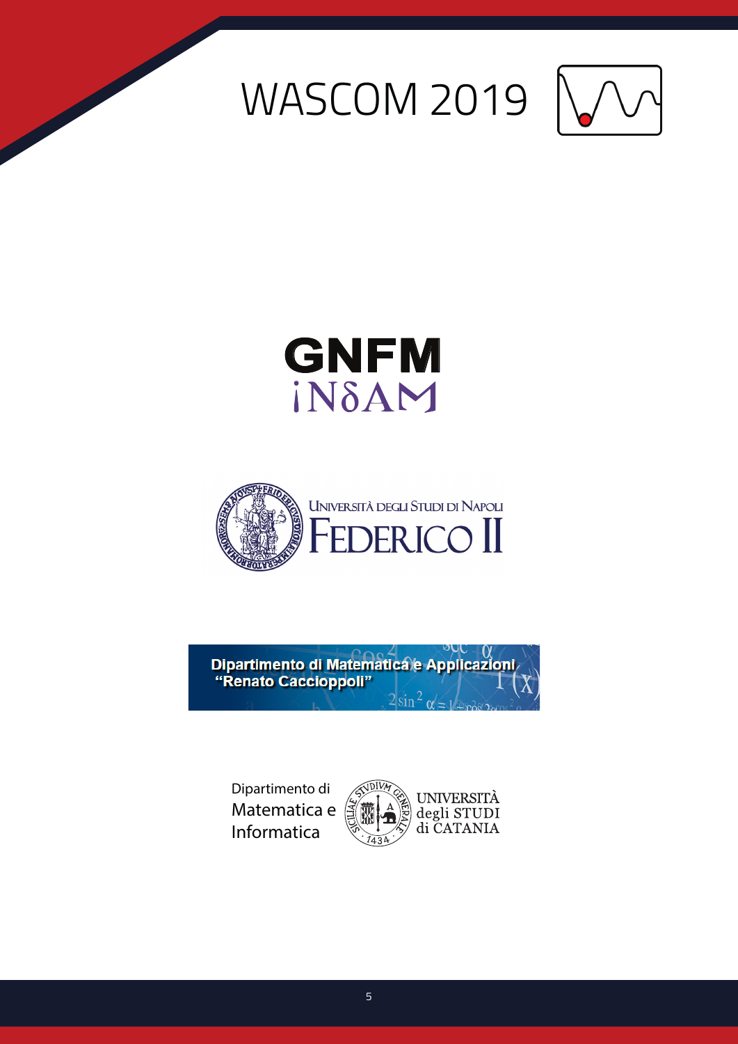# WASCOM 2019

GNFM

INδAM

UNIVERSITÀ DEGLI STUDI DI NAPOLI FEDERICO II

Dipartimento di Matematica e Applicazioni "Renato Caccioppoli"

Dipartimento di Matematica e Informatica

UNIVERSITÀ degli STUDI di CATANIA